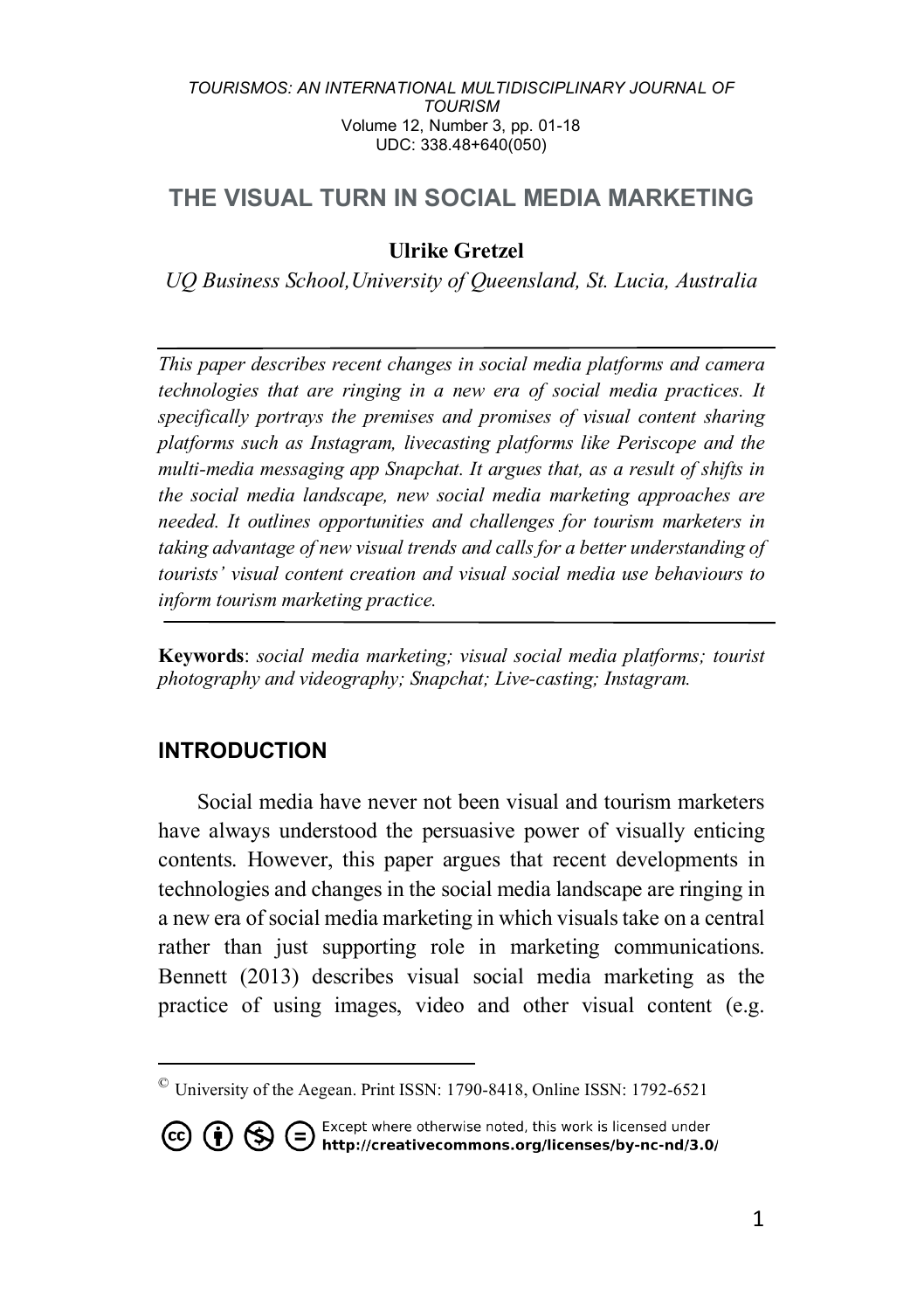# THE VISUAL TURN IN SOCIAL MEDIA MARKETING

**Ulrike Gretzel**

*UQ Business School, University of Queensland, St. Lucia, Australia*

*This paper describes recent changes in social media platforms and camera technologies that are ringing in a new era of social media practices. It specifically portrays the premises and promises of visual content sharing platforms such as Instagram, livecasting platforms like Periscope and the multi-media messaging app Snapchat. It argues that, as a result of shifts in the social media landscape, new social media marketing approaches are needed. It outlines opportunities and challenges for tourism marketers in taking advantage of new visual trends and calls for a better understanding of tourists' visual content creation and visual social media use behaviours to inform tourism marketing practice.*

**Keywords**: *social media marketing; visual social media platforms; tourist photography and videography; Snapchat; Live-casting; Instagram.*

## INTRODUCTION

Social media have never not been visual and tourism marketers have always understood the persuasive power of visually enticing contents. However, this paper argues that recent developments in technologies and changes in the social media landscape are ringing in a new era of social media marketing in which visuals take on a central rather than just supporting role in marketing communications. Bennett (2013) describes visual social media marketing as the practice of using images, video and other visual content (e.g.

© University of the Aegean. Print ISSN: 1790-8418, Online ISSN: 1792-6521

Except where otherwise noted, this work is licensed under http://creativecommons.org/licenses/by-nc-nd/3.0/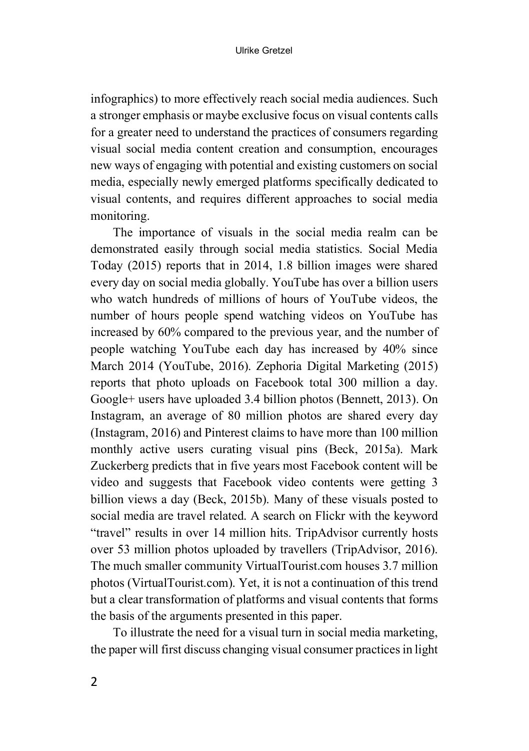infographics) to more effectively reach social media audiences. Such a stronger emphasis or maybe exclusive focus on visual contents calls for a greater need to understand the practices of consumers regarding visual social media content creation and consumption, encourages new ways of engaging with potential and existing customers on social media, especially newly emerged platforms specifically dedicated to visual contents, and requires different approaches to social media monitoring.

The importance of visuals in the social media realm can be demonstrated easily through social media statistics. Social Media Today (2015) reports that in 2014, 1.8 billion images were shared every day on social media globally. YouTube has over a billion users who watch hundreds of millions of hours of YouTube videos, the number of hours people spend watching videos on YouTube has increased by 60% compared to the previous year, and the number of people watching YouTube each day has increased by 40% since March 2014 (YouTube, 2016). Zephoria Digital Marketing (2015) reports that photo uploads on Facebook total 300 million a day. Google+ users have uploaded 3.4 billion photos (Bennett, 2013). On Instagram, an average of 80 million photos are shared every day (Instagram, 2016) and Pinterest claims to have more than 100 million monthly active users curating visual pins (Beck, 2015a). Mark Zuckerberg predicts that in five years most Facebook content will be video and suggests that Facebook video contents were getting 3 billion views a day (Beck, 2015b). Many of these visuals posted to social media are travel related. A search on Flickr with the keyword "travel" results in over 14 million hits. TripAdvisor currently hosts over 53 million photos uploaded by travellers (TripAdvisor, 2016). The much smaller community VirtualTourist.com houses 3.7 million photos (VirtualTourist.com). Yet, it is not a continuation of this trend but a clear transformation of platforms and visual contents that forms the basis of the arguments presented in this paper.

To illustrate the need for a visual turn in social media marketing, the paper will first discuss changing visual consumer practices in light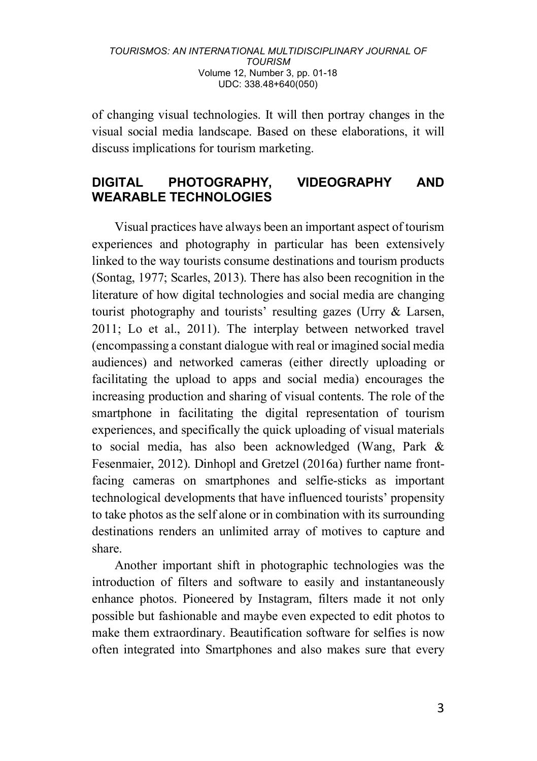of changing visual technologies. It will then portray changes in the visual social media landscape. Based on these elaborations, it will discuss implications for tourism marketing.

## DIGITAL PHOTOGRAPHY, VIDEOGRAPHY AND WEARABLE TECHNOLOGIES

Visual practices have always been an important aspect of tourism experiences and photography in particular has been extensively linked to the way tourists consume destinations and tourism products (Sontag, 1977; Scarles, 2013). There has also been recognition in the literature of how digital technologies and social media are changing tourist photography and tourists' resulting gazes (Urry & Larsen, 2011; Lo et al., 2011). The interplay between networked travel (encompassing a constant dialogue with real or imagined social media audiences) and networked cameras (either directly uploading or facilitating the upload to apps and social media) encourages the increasing production and sharing of visual contents. The role of the smartphone in facilitating the digital representation of tourism experiences, and specifically the quick uploading of visual materials to social media, has also been acknowledged (Wang, Park & Fesenmaier, 2012). Dinhopl and Gretzel (2016a) further name front-facing cameras on smartphones and selfie-sticks as important technological developments that have influenced tourists' propensity to take photos as the self alone or in combination with its surrounding destinations renders an unlimited array of motives to capture and share.

Another important shift in photographic technologies was the introduction of filters and software to easily and instantaneously enhance photos. Pioneered by Instagram, filters made it not only possible but fashionable and maybe even expected to edit photos to make them extraordinary. Beautification software for selfies is now often integrated into Smartphones and also makes sure that every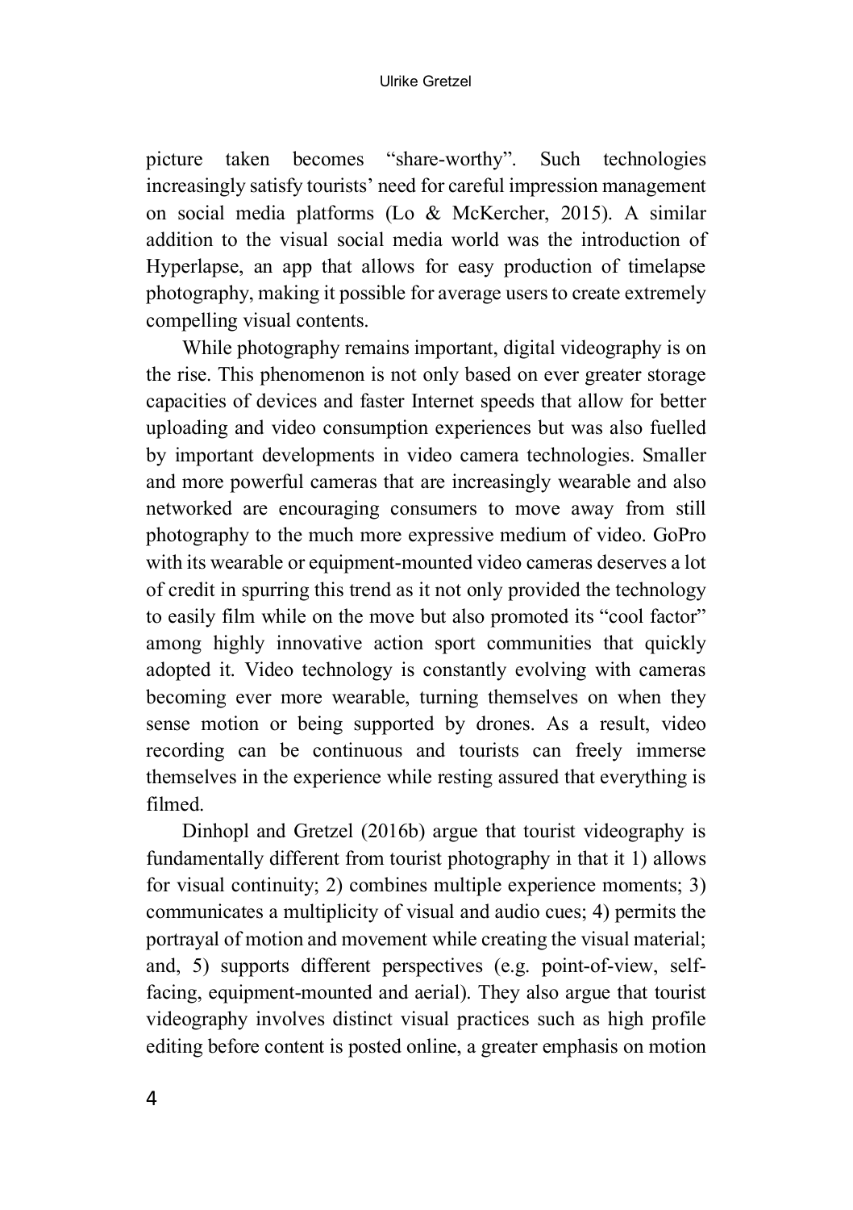picture taken becomes "share-worthy". Such technologies increasingly satisfy tourists' need for careful impression management on social media platforms (Lo & McKercher, 2015). A similar addition to the visual social media world was the introduction of Hyperlapse, an app that allows for easy production of timelapse photography, making it possible for average users to create extremely compelling visual contents.

While photography remains important, digital videography is on the rise. This phenomenon is not only based on ever greater storage capacities of devices and faster Internet speeds that allow for better uploading and video consumption experiences but was also fuelled by important developments in video camera technologies. Smaller and more powerful cameras that are increasingly wearable and also networked are encouraging consumers to move away from still photography to the much more expressive medium of video. GoPro with its wearable or equipment-mounted video cameras deserves a lot of credit in spurring this trend as it not only provided the technology to easily film while on the move but also promoted its "cool factor" among highly innovative action sport communities that quickly adopted it. Video technology is constantly evolving with cameras becoming ever more wearable, turning themselves on when they sense motion or being supported by drones. As a result, video recording can be continuous and tourists can freely immerse themselves in the experience while resting assured that everything is filmed.

Dinhopl and Gretzel (2016b) argue that tourist videography is fundamentally different from tourist photography in that it 1) allows for visual continuity; 2) combines multiple experience moments; 3) communicates a multiplicity of visual and audio cues; 4) permits the portrayal of motion and movement while creating the visual material; and, 5) supports different perspectives (e.g. point-of-view, self-facing, equipment-mounted and aerial). They also argue that tourist videography involves distinct visual practices such as high profile editing before content is posted online, a greater emphasis on motion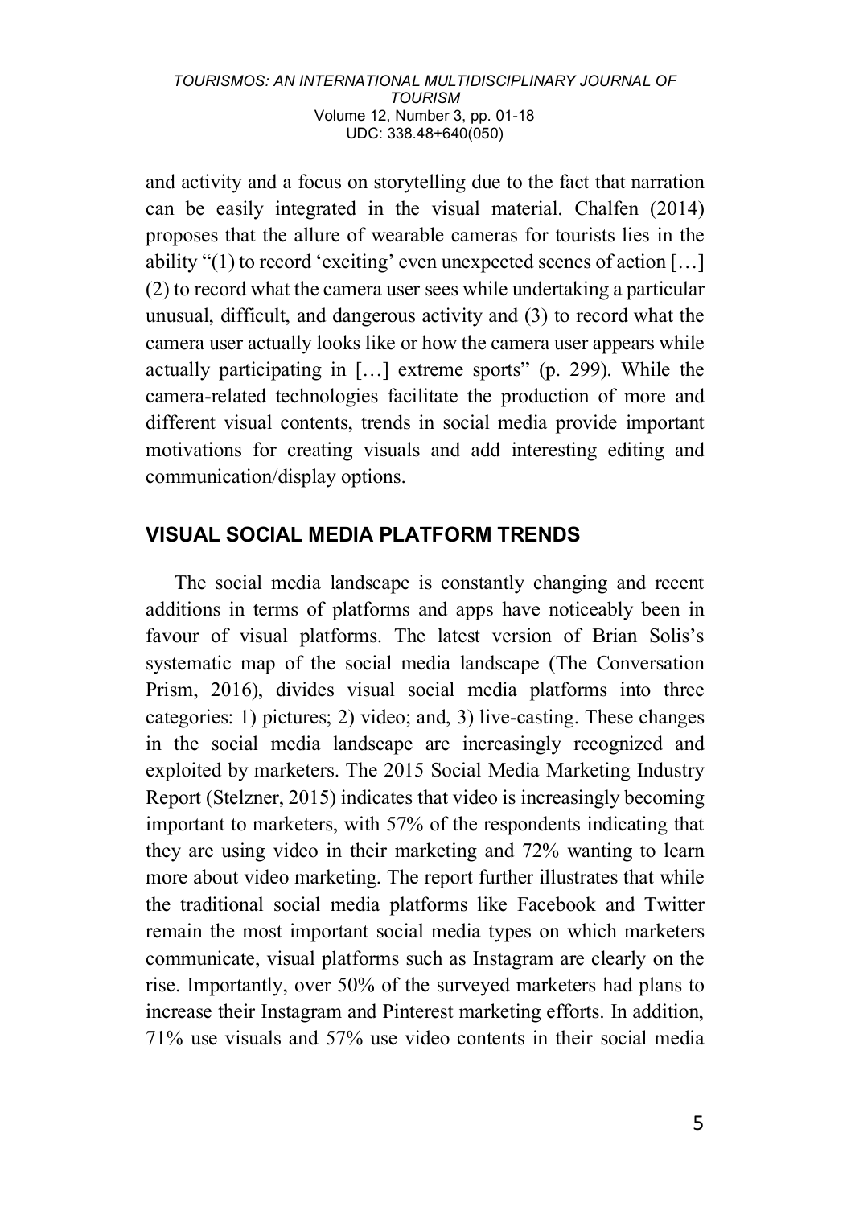and activity and a focus on storytelling due to the fact that narration can be easily integrated in the visual material. Chalfen (2014) proposes that the allure of wearable cameras for tourists lies in the ability "(1) to record 'exciting' even unexpected scenes of action […] (2) to record what the camera user sees while undertaking a particular unusual, difficult, and dangerous activity and (3) to record what the camera user actually looks like or how the camera user appears while actually participating in […] extreme sports" (p. 299). While the camera-related technologies facilitate the production of more and different visual contents, trends in social media provide important motivations for creating visuals and add interesting editing and communication/display options.

## VISUAL SOCIAL MEDIA PLATFORM TRENDS

The social media landscape is constantly changing and recent additions in terms of platforms and apps have noticeably been in favour of visual platforms. The latest version of Brian Solis's systematic map of the social media landscape (The Conversation Prism, 2016), divides visual social media platforms into three categories: 1) pictures; 2) video; and, 3) live-casting. These changes in the social media landscape are increasingly recognized and exploited by marketers. The 2015 Social Media Marketing Industry Report (Stelzner, 2015) indicates that video is increasingly becoming important to marketers, with 57% of the respondents indicating that they are using video in their marketing and 72% wanting to learn more about video marketing. The report further illustrates that while the traditional social media platforms like Facebook and Twitter remain the most important social media types on which marketers communicate, visual platforms such as Instagram are clearly on the rise. Importantly, over 50% of the surveyed marketers had plans to increase their Instagram and Pinterest marketing efforts. In addition, 71% use visuals and 57% use video contents in their social media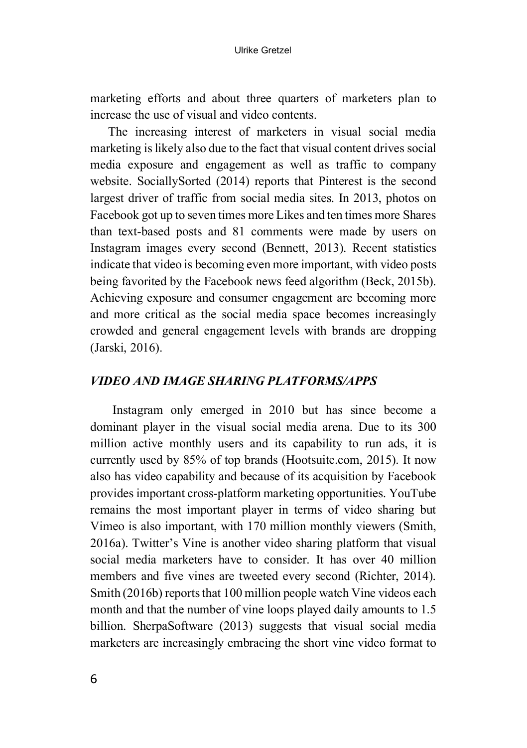marketing efforts and about three quarters of marketers plan to increase the use of visual and video contents.

The increasing interest of marketers in visual social media marketing is likely also due to the fact that visual content drives social media exposure and engagement as well as traffic to company website. SociallySorted (2014) reports that Pinterest is the second largest driver of traffic from social media sites. In 2013, photos on Facebook got up to seven times more Likes and ten times more Shares than text-based posts and 81 comments were made by users on Instagram images every second (Bennett, 2013). Recent statistics indicate that video is becoming even more important, with video posts being favorited by the Facebook news feed algorithm (Beck, 2015b). Achieving exposure and consumer engagement are becoming more and more critical as the social media space becomes increasingly crowded and general engagement levels with brands are dropping (Jarski, 2016).

### *VIDEO AND IMAGE SHARING PLATFORMS/APPS*

Instagram only emerged in 2010 but has since become a dominant player in the visual social media arena. Due to its 300 million active monthly users and its capability to run ads, it is currently used by 85% of top brands (Hootsuite.com, 2015). It now also has video capability and because of its acquisition by Facebook provides important cross-platform marketing opportunities. YouTube remains the most important player in terms of video sharing but Vimeo is also important, with 170 million monthly viewers (Smith, 2016a). Twitter's Vine is another video sharing platform that visual social media marketers have to consider. It has over 40 million members and five vines are tweeted every second (Richter, 2014). Smith (2016b) reports that 100 million people watch Vine videos each month and that the number of vine loops played daily amounts to 1.5 billion. SherpaSoftware (2013) suggests that visual social media marketers are increasingly embracing the short vine video format to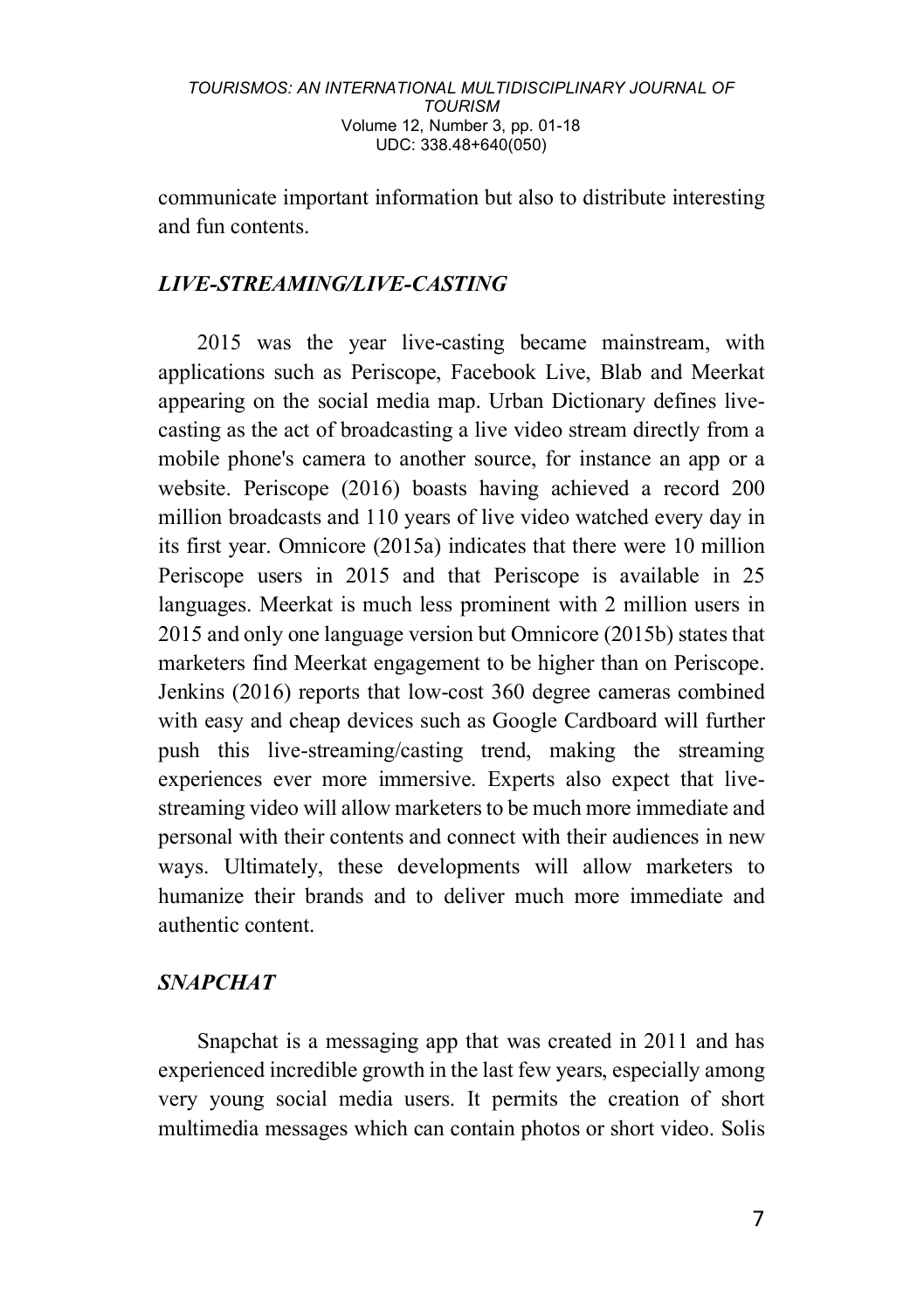communicate important information but also to distribute interesting and fun contents.

### *LIVE-STREAMING/LIVE-CASTING*

2015 was the year live-casting became mainstream, with applications such as Periscope, Facebook Live, Blab and Meerkat appearing on the social media map. Urban Dictionary defines live-casting as the act of broadcasting a live video stream directly from a mobile phone's camera to another source, for instance an app or a website. Periscope (2016) boasts having achieved a record 200 million broadcasts and 110 years of live video watched every day in its first year. Omnicore (2015a) indicates that there were 10 million Periscope users in 2015 and that Periscope is available in 25 languages. Meerkat is much less prominent with 2 million users in 2015 and only one language version but Omnicore (2015b) states that marketers find Meerkat engagement to be higher than on Periscope. Jenkins (2016) reports that low-cost 360 degree cameras combined with easy and cheap devices such as Google Cardboard will further push this live-streaming/casting trend, making the streaming experiences ever more immersive. Experts also expect that live-streaming video will allow marketers to be much more immediate and personal with their contents and connect with their audiences in new ways. Ultimately, these developments will allow marketers to humanize their brands and to deliver much more immediate and authentic content.

### *SNAPCHAT*

Snapchat is a messaging app that was created in 2011 and has experienced incredible growth in the last few years, especially among very young social media users. It permits the creation of short multimedia messages which can contain photos or short video. Solis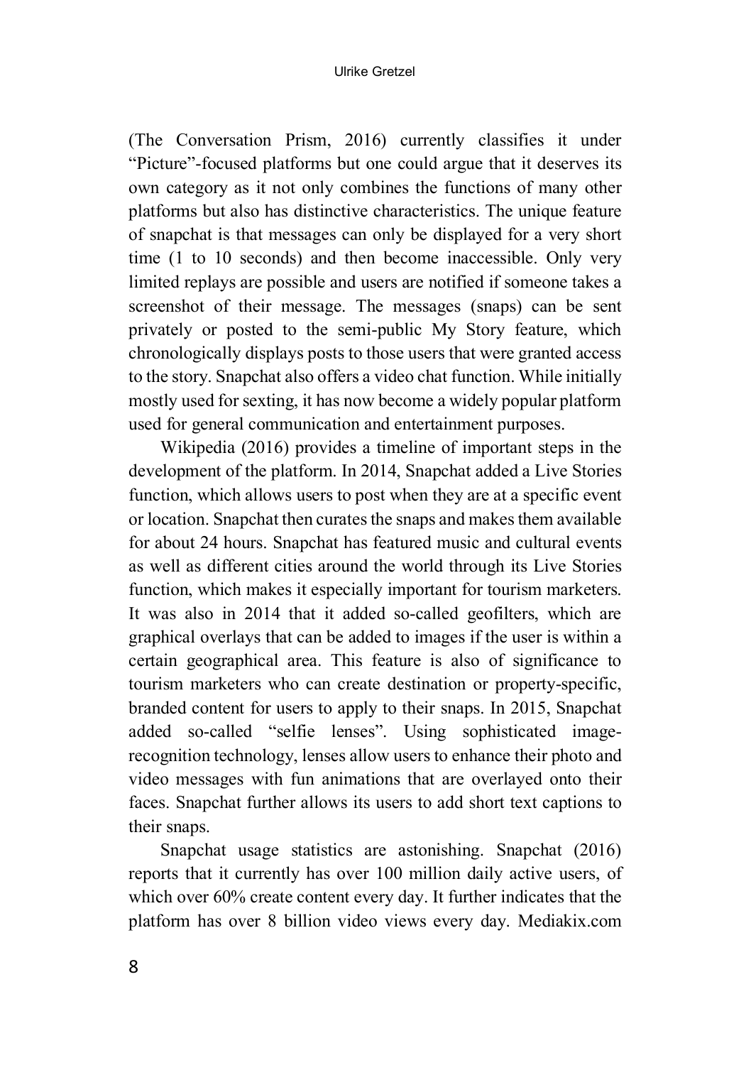(The Conversation Prism, 2016) currently classifies it under "Picture"-focused platforms but one could argue that it deserves its own category as it not only combines the functions of many other platforms but also has distinctive characteristics. The unique feature of snapchat is that messages can only be displayed for a very short time (1 to 10 seconds) and then become inaccessible. Only very limited replays are possible and users are notified if someone takes a screenshot of their message. The messages (snaps) can be sent privately or posted to the semi-public My Story feature, which chronologically displays posts to those users that were granted access to the story. Snapchat also offers a video chat function. While initially mostly used for sexting, it has now become a widely popular platform used for general communication and entertainment purposes.

Wikipedia (2016) provides a timeline of important steps in the development of the platform. In 2014, Snapchat added a Live Stories function, which allows users to post when they are at a specific event or location. Snapchat then curates the snaps and makes them available for about 24 hours. Snapchat has featured music and cultural events as well as different cities around the world through its Live Stories function, which makes it especially important for tourism marketers. It was also in 2014 that it added so-called geofilters, which are graphical overlays that can be added to images if the user is within a certain geographical area. This feature is also of significance to tourism marketers who can create destination or property-specific, branded content for users to apply to their snaps. In 2015, Snapchat added so-called "selfie lenses". Using sophisticated image-recognition technology, lenses allow users to enhance their photo and video messages with fun animations that are overlayed onto their faces. Snapchat further allows its users to add short text captions to their snaps.

Snapchat usage statistics are astonishing. Snapchat (2016) reports that it currently has over 100 million daily active users, of which over 60% create content every day. It further indicates that the platform has over 8 billion video views every day. Mediakix.com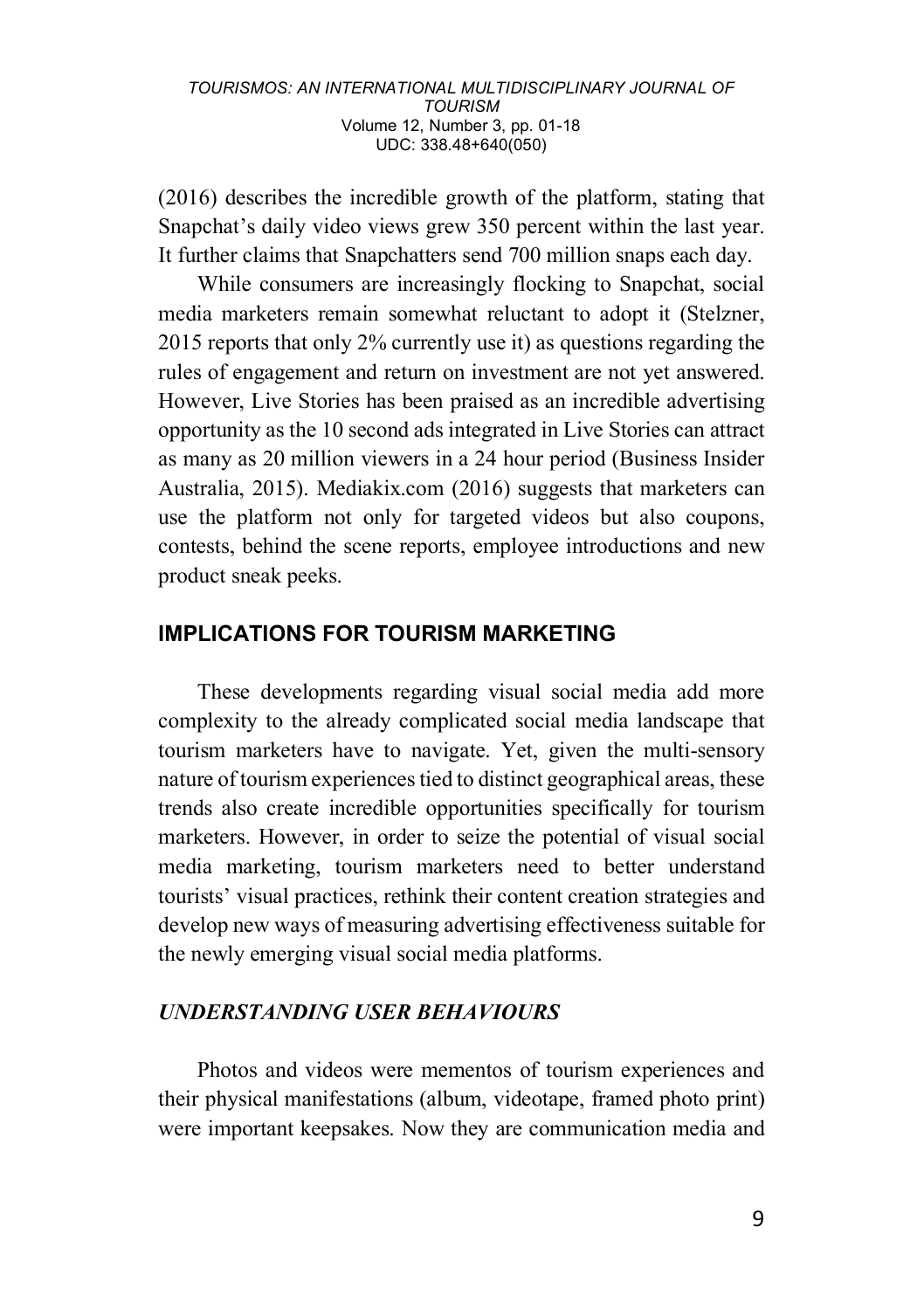(2016) describes the incredible growth of the platform, stating that Snapchat's daily video views grew 350 percent within the last year. It further claims that Snapchatters send 700 million snaps each day.

While consumers are increasingly flocking to Snapchat, social media marketers remain somewhat reluctant to adopt it (Stelzner, 2015 reports that only 2% currently use it) as questions regarding the rules of engagement and return on investment are not yet answered. However, Live Stories has been praised as an incredible advertising opportunity as the 10 second ads integrated in Live Stories can attract as many as 20 million viewers in a 24 hour period (Business Insider Australia, 2015). Mediakix.com (2016) suggests that marketers can use the platform not only for targeted videos but also coupons, contests, behind the scene reports, employee introductions and new product sneak peeks.

## IMPLICATIONS FOR TOURISM MARKETING

These developments regarding visual social media add more complexity to the already complicated social media landscape that tourism marketers have to navigate. Yet, given the multi-sensory nature of tourism experiences tied to distinct geographical areas, these trends also create incredible opportunities specifically for tourism marketers. However, in order to seize the potential of visual social media marketing, tourism marketers need to better understand tourists' visual practices, rethink their content creation strategies and develop new ways of measuring advertising effectiveness suitable for the newly emerging visual social media platforms.

### *UNDERSTANDING USER BEHAVIOURS*

Photos and videos were mementos of tourism experiences and their physical manifestations (album, videotape, framed photo print) were important keepsakes. Now they are communication media and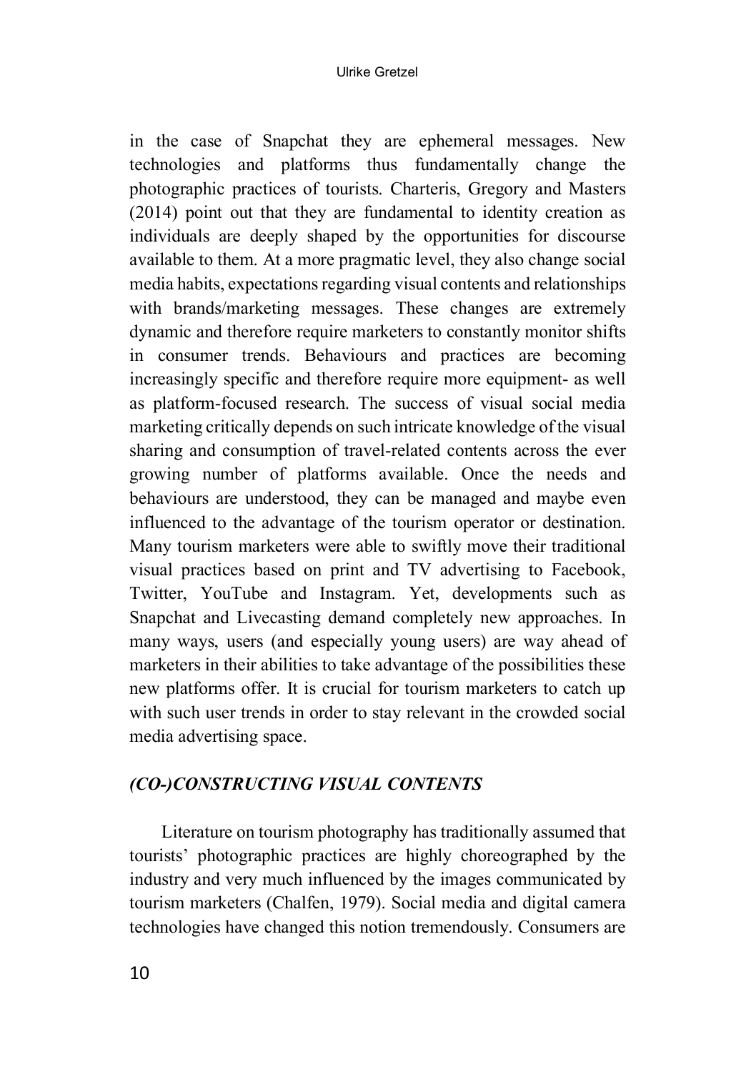in the case of Snapchat they are ephemeral messages. New technologies and platforms thus fundamentally change the photographic practices of tourists. Charteris, Gregory and Masters (2014) point out that they are fundamental to identity creation as individuals are deeply shaped by the opportunities for discourse available to them. At a more pragmatic level, they also change social media habits, expectations regarding visual contents and relationships with brands/marketing messages. These changes are extremely dynamic and therefore require marketers to constantly monitor shifts in consumer trends. Behaviours and practices are becoming increasingly specific and therefore require more equipment- as well as platform-focused research. The success of visual social media marketing critically depends on such intricate knowledge of the visual sharing and consumption of travel-related contents across the ever growing number of platforms available. Once the needs and behaviours are understood, they can be managed and maybe even influenced to the advantage of the tourism operator or destination. Many tourism marketers were able to swiftly move their traditional visual practices based on print and TV advertising to Facebook, Twitter, YouTube and Instagram. Yet, developments such as Snapchat and Livecasting demand completely new approaches. In many ways, users (and especially young users) are way ahead of marketers in their abilities to take advantage of the possibilities these new platforms offer. It is crucial for tourism marketers to catch up with such user trends in order to stay relevant in the crowded social media advertising space.

## *(CO-)CONSTRUCTING VISUAL CONTENTS*

Literature on tourism photography has traditionally assumed that tourists' photographic practices are highly choreographed by the industry and very much influenced by the images communicated by tourism marketers (Chalfen, 1979). Social media and digital camera technologies have changed this notion tremendously. Consumers are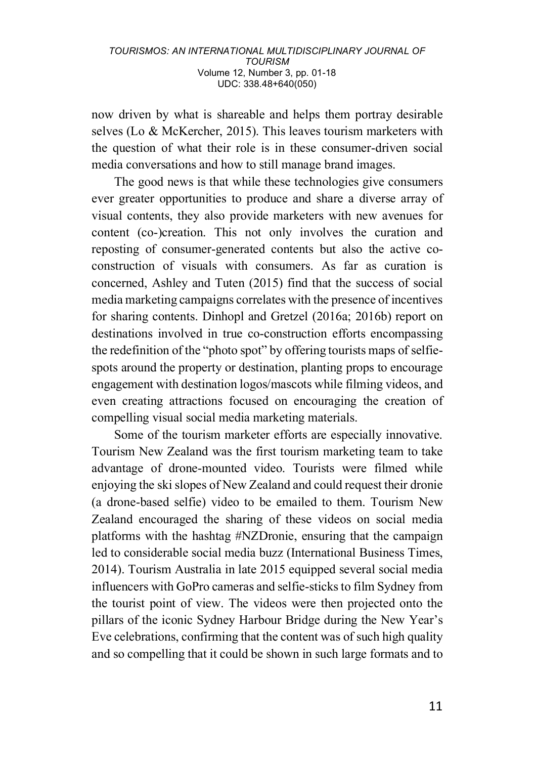now driven by what is shareable and helps them portray desirable selves (Lo & McKercher, 2015). This leaves tourism marketers with the question of what their role is in these consumer-driven social media conversations and how to still manage brand images.

The good news is that while these technologies give consumers ever greater opportunities to produce and share a diverse array of visual contents, they also provide marketers with new avenues for content (co-)creation. This not only involves the curation and reposting of consumer-generated contents but also the active co-construction of visuals with consumers. As far as curation is concerned, Ashley and Tuten (2015) find that the success of social media marketing campaigns correlates with the presence of incentives for sharing contents. Dinhopl and Gretzel (2016a; 2016b) report on destinations involved in true co-construction efforts encompassing the redefinition of the "photo spot" by offering tourists maps of selfie-spots around the property or destination, planting props to encourage engagement with destination logos/mascots while filming videos, and even creating attractions focused on encouraging the creation of compelling visual social media marketing materials.

Some of the tourism marketer efforts are especially innovative. Tourism New Zealand was the first tourism marketing team to take advantage of drone-mounted video. Tourists were filmed while enjoying the ski slopes of New Zealand and could request their dronie (a drone-based selfie) video to be emailed to them. Tourism New Zealand encouraged the sharing of these videos on social media platforms with the hashtag #NZDronie, ensuring that the campaign led to considerable social media buzz (International Business Times, 2014). Tourism Australia in late 2015 equipped several social media influencers with GoPro cameras and selfie-sticks to film Sydney from the tourist point of view. The videos were then projected onto the pillars of the iconic Sydney Harbour Bridge during the New Year's Eve celebrations, confirming that the content was of such high quality and so compelling that it could be shown in such large formats and to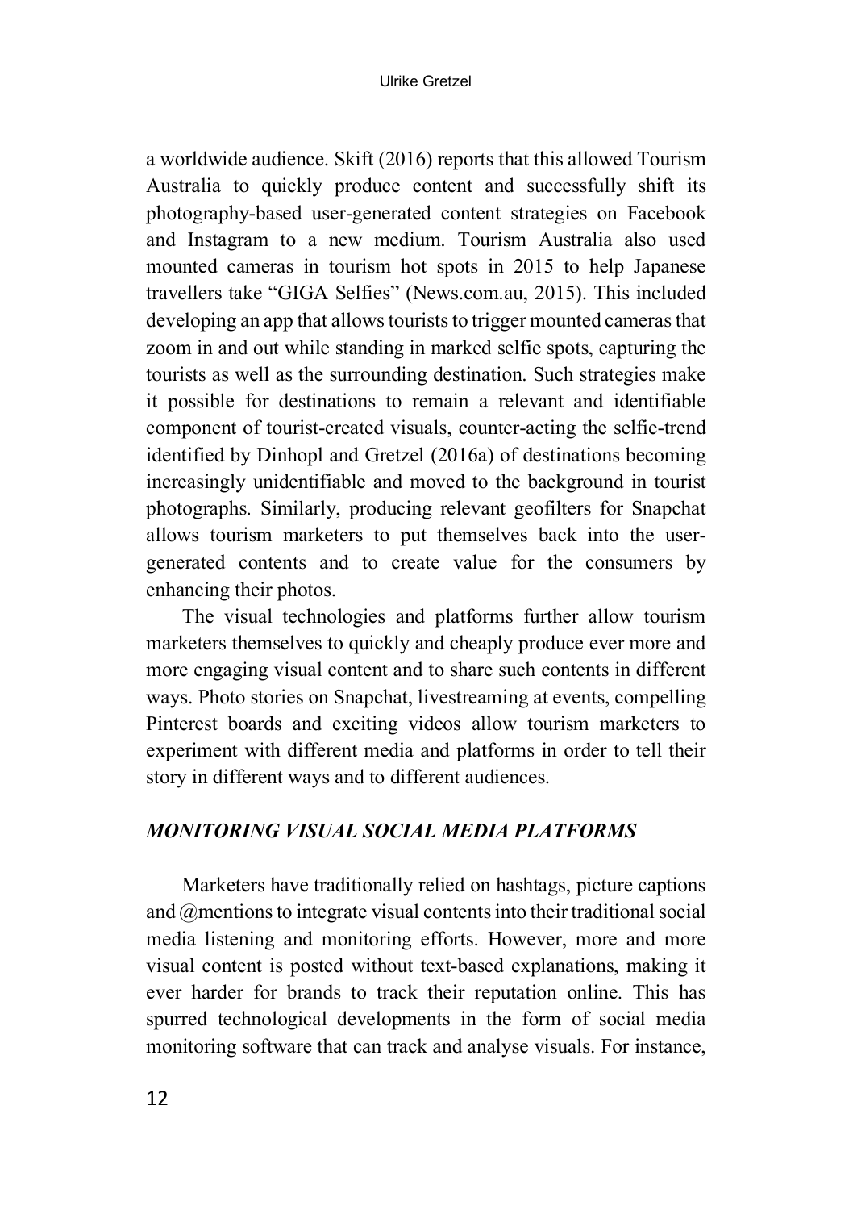a worldwide audience. Skift (2016) reports that this allowed Tourism Australia to quickly produce content and successfully shift its photography-based user-generated content strategies on Facebook and Instagram to a new medium. Tourism Australia also used mounted cameras in tourism hot spots in 2015 to help Japanese travellers take "GIGA Selfies" (News.com.au, 2015). This included developing an app that allows tourists to trigger mounted cameras that zoom in and out while standing in marked selfie spots, capturing the tourists as well as the surrounding destination. Such strategies make it possible for destinations to remain a relevant and identifiable component of tourist-created visuals, counter-acting the selfie-trend identified by Dinhopl and Gretzel (2016a) of destinations becoming increasingly unidentifiable and moved to the background in tourist photographs. Similarly, producing relevant geofilters for Snapchat allows tourism marketers to put themselves back into the user-generated contents and to create value for the consumers by enhancing their photos.

The visual technologies and platforms further allow tourism marketers themselves to quickly and cheaply produce ever more and more engaging visual content and to share such contents in different ways. Photo stories on Snapchat, livestreaming at events, compelling Pinterest boards and exciting videos allow tourism marketers to experiment with different media and platforms in order to tell their story in different ways and to different audiences.

### *MONITORING VISUAL SOCIAL MEDIA PLATFORMS*

Marketers have traditionally relied on hashtags, picture captions and @mentions to integrate visual contents into their traditional social media listening and monitoring efforts. However, more and more visual content is posted without text-based explanations, making it ever harder for brands to track their reputation online. This has spurred technological developments in the form of social media monitoring software that can track and analyse visuals. For instance,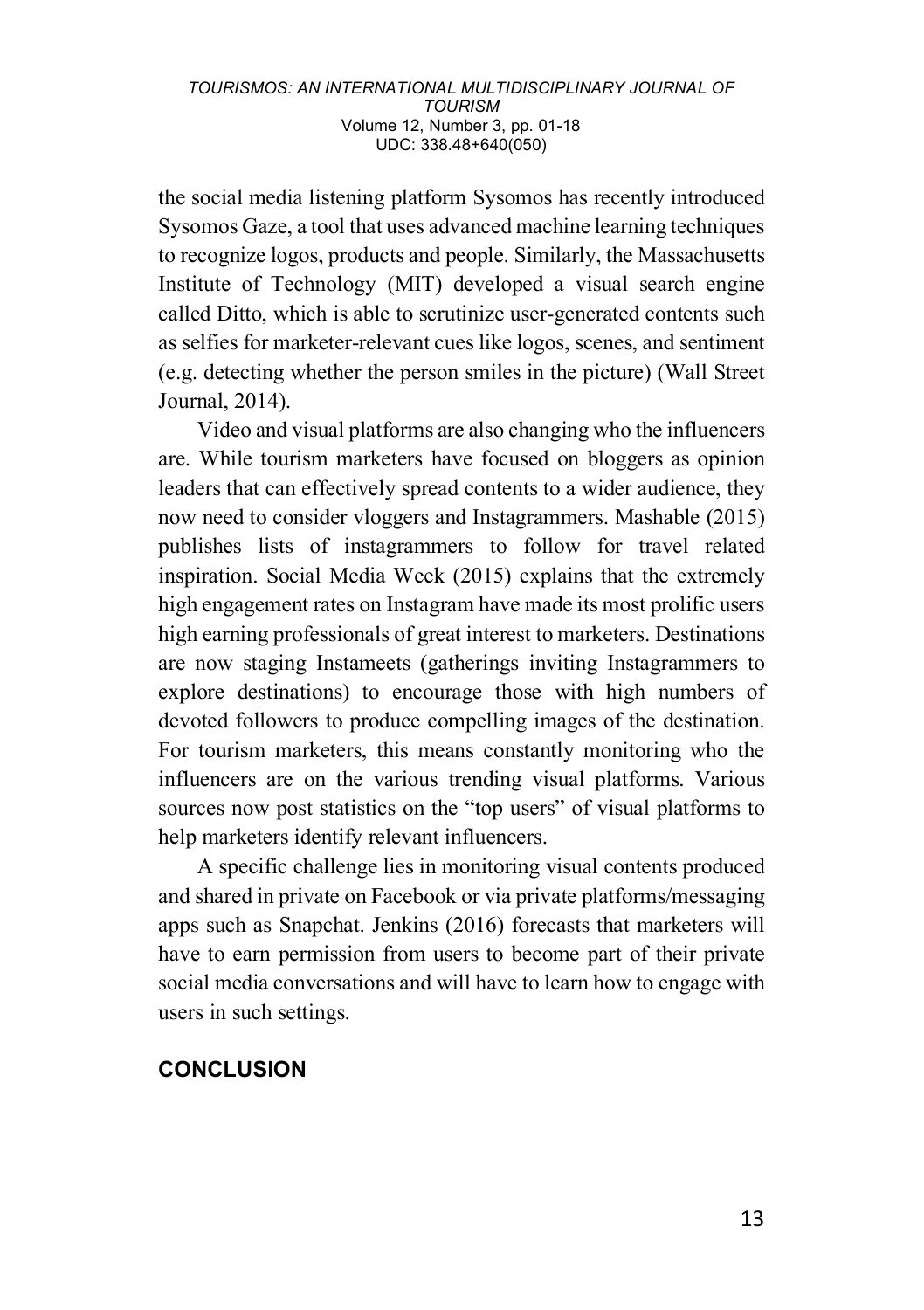the social media listening platform Sysomos has recently introduced Sysomos Gaze, a tool that uses advanced machine learning techniques to recognize logos, products and people. Similarly, the Massachusetts Institute of Technology (MIT) developed a visual search engine called Ditto, which is able to scrutinize user-generated contents such as selfies for marketer-relevant cues like logos, scenes, and sentiment (e.g. detecting whether the person smiles in the picture) (Wall Street Journal, 2014).

Video and visual platforms are also changing who the influencers are. While tourism marketers have focused on bloggers as opinion leaders that can effectively spread contents to a wider audience, they now need to consider vloggers and Instagrammers. Mashable (2015) publishes lists of instagrammers to follow for travel related inspiration. Social Media Week (2015) explains that the extremely high engagement rates on Instagram have made its most prolific users high earning professionals of great interest to marketers. Destinations are now staging Instameets (gatherings inviting Instagrammers to explore destinations) to encourage those with high numbers of devoted followers to produce compelling images of the destination. For tourism marketers, this means constantly monitoring who the influencers are on the various trending visual platforms. Various sources now post statistics on the "top users" of visual platforms to help marketers identify relevant influencers.

A specific challenge lies in monitoring visual contents produced and shared in private on Facebook or via private platforms/messaging apps such as Snapchat. Jenkins (2016) forecasts that marketers will have to earn permission from users to become part of their private social media conversations and will have to learn how to engage with users in such settings.

## CONCLUSION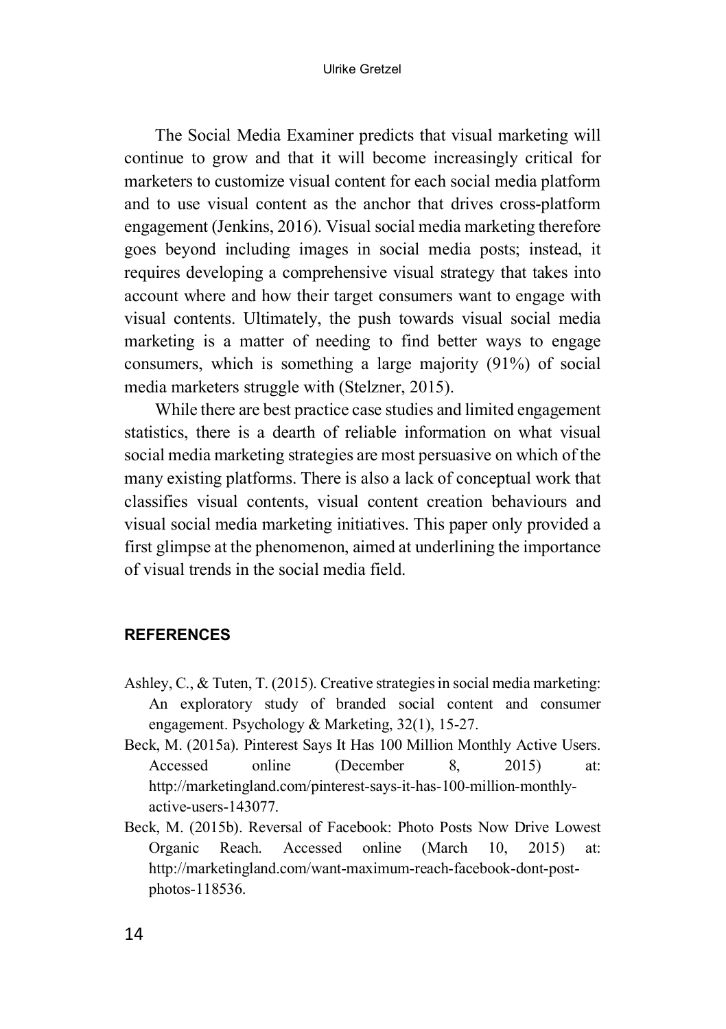The Social Media Examiner predicts that visual marketing will continue to grow and that it will become increasingly critical for marketers to customize visual content for each social media platform and to use visual content as the anchor that drives cross-platform engagement (Jenkins, 2016). Visual social media marketing therefore goes beyond including images in social media posts; instead, it requires developing a comprehensive visual strategy that takes into account where and how their target consumers want to engage with visual contents. Ultimately, the push towards visual social media marketing is a matter of needing to find better ways to engage consumers, which is something a large majority (91%) of social media marketers struggle with (Stelzner, 2015).

While there are best practice case studies and limited engagement statistics, there is a dearth of reliable information on what visual social media marketing strategies are most persuasive on which of the many existing platforms. There is also a lack of conceptual work that classifies visual contents, visual content creation behaviours and visual social media marketing initiatives. This paper only provided a first glimpse at the phenomenon, aimed at underlining the importance of visual trends in the social media field.

## REFERENCES

Ashley, C., & Tuten, T. (2015). Creative strategies in social media marketing: An exploratory study of branded social content and consumer engagement. Psychology & Marketing, 32(1), 15-27.

Beck, M. (2015a). Pinterest Says It Has 100 Million Monthly Active Users. Accessed online (December 8, 2015) at: http://marketingland.com/pinterest-says-it-has-100-million-monthly-active-users-143077.

Beck, M. (2015b). Reversal of Facebook: Photo Posts Now Drive Lowest Organic Reach. Accessed online (March 10, 2015) at: http://marketingland.com/want-maximum-reach-facebook-dont-post-photos-118536.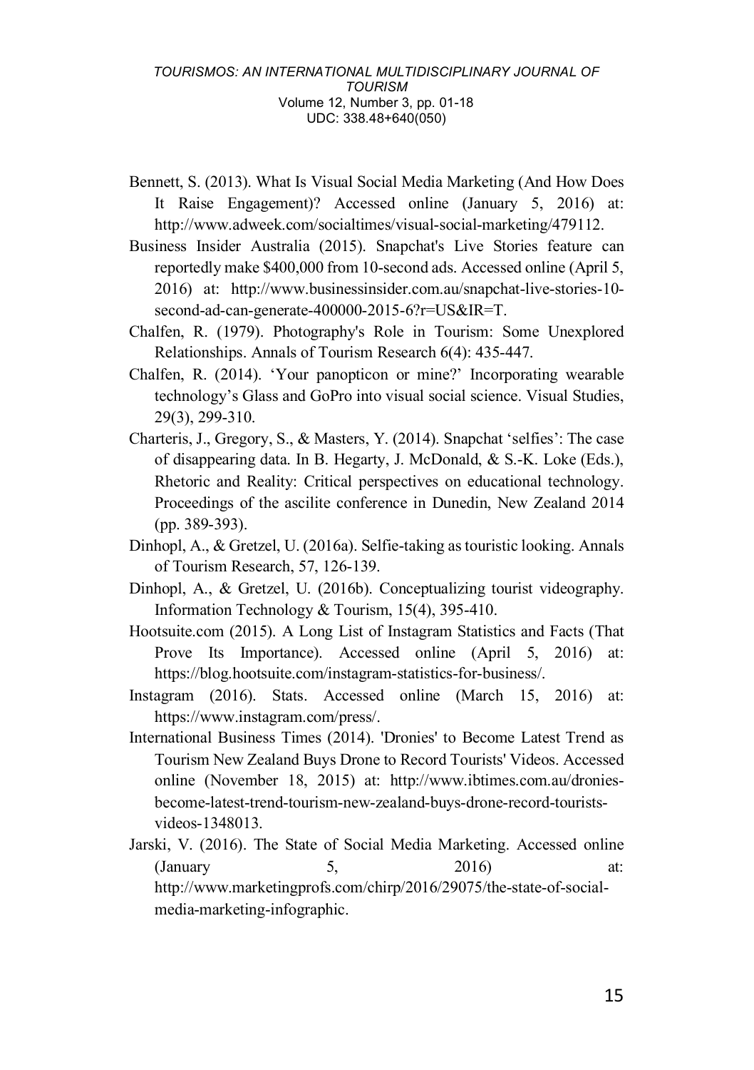Bennett, S. (2013). What Is Visual Social Media Marketing (And How Does It Raise Engagement)? Accessed online (January 5, 2016) at: http://www.adweek.com/socialtimes/visual-social-marketing/479112.

Business Insider Australia (2015). Snapchat's Live Stories feature can reportedly make $400,000 from 10-second ads. Accessed online (April 5, 2016) at: http://www.businessinsider.com.au/snapchat-live-stories-10-second-ad-can-generate-400000-2015-6?r=US&IR=T.

Chalfen, R. (1979). Photography's Role in Tourism: Some Unexplored Relationships. Annals of Tourism Research 6(4): 435-447.

Chalfen, R. (2014). 'Your panopticon or mine?' Incorporating wearable technology's Glass and GoPro into visual social science. Visual Studies, 29(3), 299-310.

Charteris, J., Gregory, S., & Masters, Y. (2014). Snapchat 'selfies': The case of disappearing data. In B. Hegarty, J. McDonald, & S.-K. Loke (Eds.), Rhetoric and Reality: Critical perspectives on educational technology. Proceedings of the ascilite conference in Dunedin, New Zealand 2014 (pp. 389-393).

Dinhopl, A., & Gretzel, U. (2016a). Selfie-taking as touristic looking. Annals of Tourism Research, 57, 126-139.

Dinhopl, A., & Gretzel, U. (2016b). Conceptualizing tourist videography. Information Technology & Tourism, 15(4), 395-410.

Hootsuite.com (2015). A Long List of Instagram Statistics and Facts (That Prove Its Importance). Accessed online (April 5, 2016) at: https://blog.hootsuite.com/instagram-statistics-for-business/.

Instagram (2016). Stats. Accessed online (March 15, 2016) at: https://www.instagram.com/press/.

International Business Times (2014). 'Dronies' to Become Latest Trend as Tourism New Zealand Buys Drone to Record Tourists' Videos. Accessed online (November 18, 2015) at: http://www.ibtimes.com.au/dronies-become-latest-trend-tourism-new-zealand-buys-drone-record-tourists-videos-1348013.

Jarski, V. (2016). The State of Social Media Marketing. Accessed online (January 5, 2016) at: http://www.marketingprofs.com/chirp/2016/29075/the-state-of-social-media-marketing-infographic.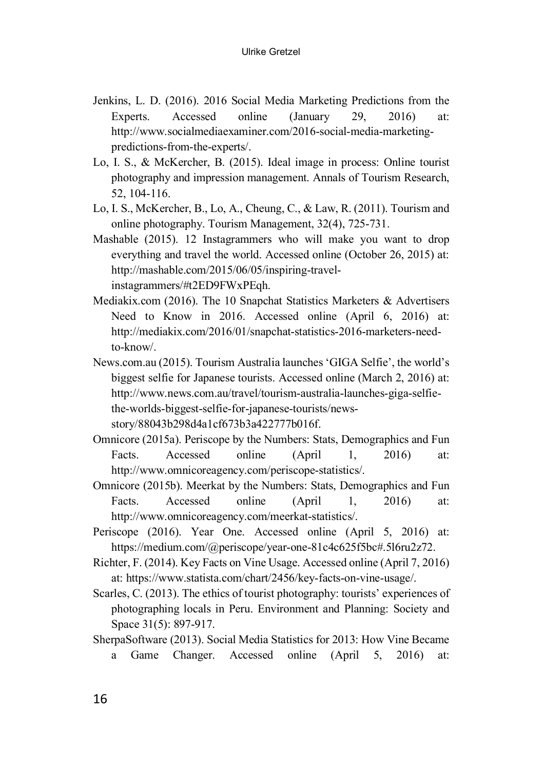Jenkins, L. D. (2016). 2016 Social Media Marketing Predictions from the Experts. Accessed online (January 29, 2016) at: http://www.socialmediaexaminer.com/2016-social-media-marketing-predictions-from-the-experts/.

Lo, I. S., & McKercher, B. (2015). Ideal image in process: Online tourist photography and impression management. Annals of Tourism Research, 52, 104-116.

Lo, I. S., McKercher, B., Lo, A., Cheung, C., & Law, R. (2011). Tourism and online photography. Tourism Management, 32(4), 725-731.

Mashable (2015). 12 Instagrammers who will make you want to drop everything and travel the world. Accessed online (October 26, 2015) at: http://mashable.com/2015/06/05/inspiring-travel-instagrammers/#t2ED9FWxPEqh.

Mediakix.com (2016). The 10 Snapchat Statistics Marketers & Advertisers Need to Know in 2016. Accessed online (April 6, 2016) at: http://mediakix.com/2016/01/snapchat-statistics-2016-marketers-need-to-know/.

News.com.au (2015). Tourism Australia launches 'GIGA Selfie', the world's biggest selfie for Japanese tourists. Accessed online (March 2, 2016) at: http://www.news.com.au/travel/tourism-australia-launches-giga-selfie-the-worlds-biggest-selfie-for-japanese-tourists/news-story/88043b298d4a1cf673b3a422777b016f.

Omnicore (2015a). Periscope by the Numbers: Stats, Demographics and Fun Facts. Accessed online (April 1, 2016) at: http://www.omnicoreagency.com/periscope-statistics/.

Omnicore (2015b). Meerkat by the Numbers: Stats, Demographics and Fun Facts. Accessed online (April 1, 2016) at: http://www.omnicoreagency.com/meerkat-statistics/.

Periscope (2016). Year One. Accessed online (April 5, 2016) at: https://medium.com/@periscope/year-one-81c4c625f5bc#.5l6ru2z72.

Richter, F. (2014). Key Facts on Vine Usage. Accessed online (April 7, 2016) at: https://www.statista.com/chart/2456/key-facts-on-vine-usage/.

Scarles, C. (2013). The ethics of tourist photography: tourists' experiences of photographing locals in Peru. Environment and Planning: Society and Space 31(5): 897-917.

SherpaSoftware (2013). Social Media Statistics for 2013: How Vine Became a Game Changer. Accessed online (April 5, 2016) at: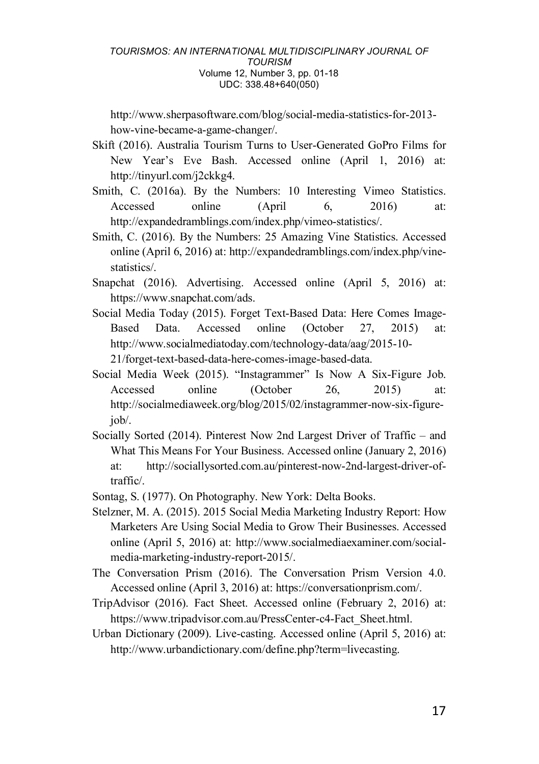http://www.sherpasoftware.com/blog/social-media-statistics-for-2013-how-vine-became-a-game-changer/.

Skift (2016). Australia Tourism Turns to User-Generated GoPro Films for New Year's Eve Bash. Accessed online (April 1, 2016) at: http://tinyurl.com/j2ckkg4.

Smith, C. (2016a). By the Numbers: 10 Interesting Vimeo Statistics. Accessed online (April 6, 2016) at: http://expandedramblings.com/index.php/vimeo-statistics/.

Smith, C. (2016). By the Numbers: 25 Amazing Vine Statistics. Accessed online (April 6, 2016) at: http://expandedramblings.com/index.php/vine-statistics/.

Snapchat (2016). Advertising. Accessed online (April 5, 2016) at: https://www.snapchat.com/ads.

Social Media Today (2015). Forget Text-Based Data: Here Comes Image-Based Data. Accessed online (October 27, 2015) at: http://www.socialmediatoday.com/technology-data/aag/2015-10-21/forget-text-based-data-here-comes-image-based-data.

Social Media Week (2015). "Instagrammer" Is Now A Six-Figure Job. Accessed online (October 26, 2015) at: http://socialmediaweek.org/blog/2015/02/instagrammer-now-six-figure-job/.

Socially Sorted (2014). Pinterest Now 2nd Largest Driver of Traffic – and What This Means For Your Business. Accessed online (January 2, 2016) at: http://sociallysorted.com.au/pinterest-now-2nd-largest-driver-of-traffic/.

Sontag, S. (1977). On Photography. New York: Delta Books.

Stelzner, M. A. (2015). 2015 Social Media Marketing Industry Report: How Marketers Are Using Social Media to Grow Their Businesses. Accessed online (April 5, 2016) at: http://www.socialmediaexaminer.com/social-media-marketing-industry-report-2015/.

The Conversation Prism (2016). The Conversation Prism Version 4.0. Accessed online (April 3, 2016) at: https://conversationprism.com/.

TripAdvisor (2016). Fact Sheet. Accessed online (February 2, 2016) at: https://www.tripadvisor.com.au/PressCenter-c4-Fact_Sheet.html.

Urban Dictionary (2009). Live-casting. Accessed online (April 5, 2016) at: http://www.urbandictionary.com/define.php?term=livecasting.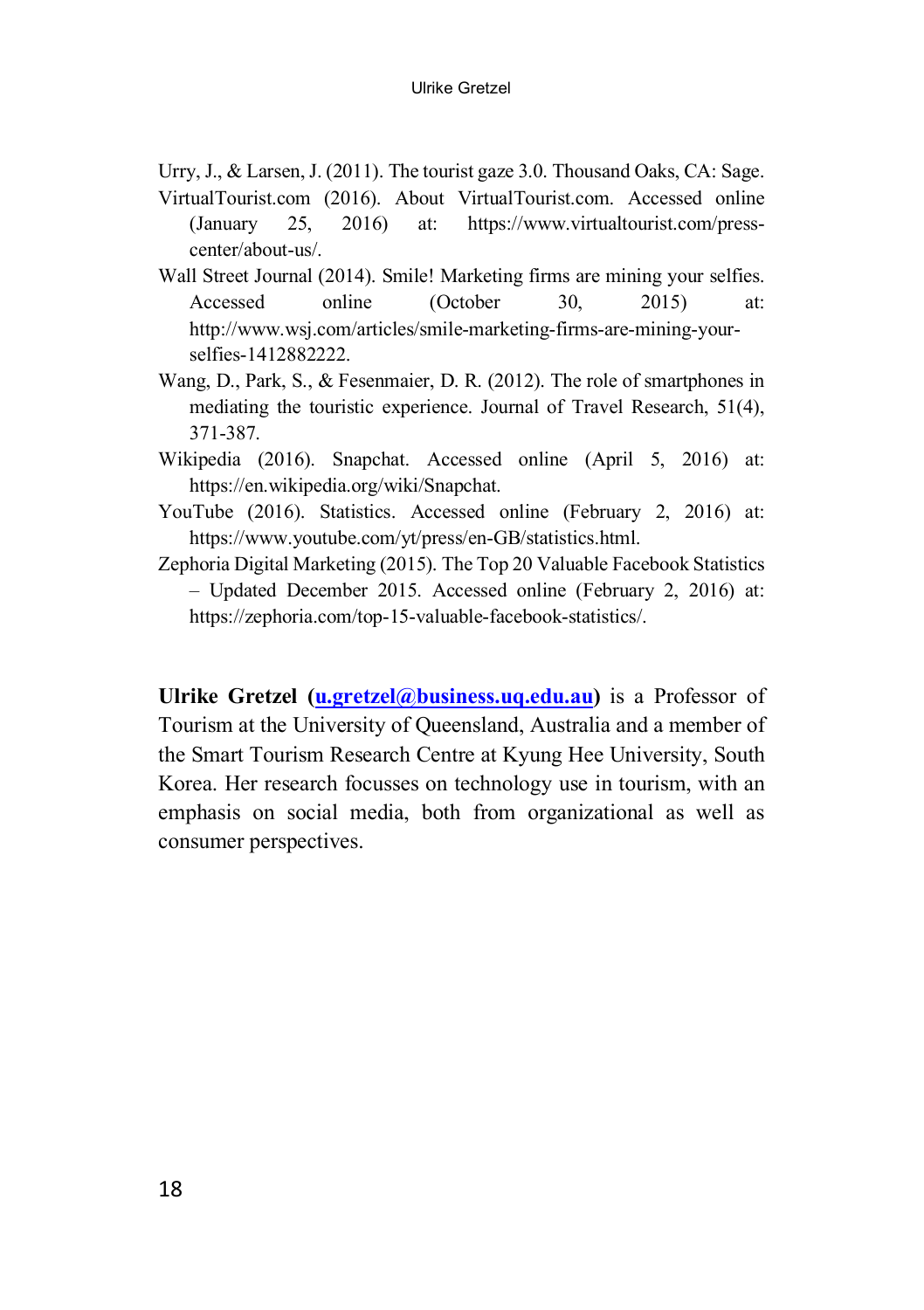Urry, J., & Larsen, J. (2011). The tourist gaze 3.0. Thousand Oaks, CA: Sage.

VirtualTourist.com (2016). About VirtualTourist.com. Accessed online (January 25, 2016) at: https://www.virtualtourist.com/press-center/about-us/.

Wall Street Journal (2014). Smile! Marketing firms are mining your selfies. Accessed online (October 30, 2015) at: http://www.wsj.com/articles/smile-marketing-firms-are-mining-your-selfies-1412882222.

Wang, D., Park, S., & Fesenmaier, D. R. (2012). The role of smartphones in mediating the touristic experience. Journal of Travel Research, 51(4), 371-387.

Wikipedia (2016). Snapchat. Accessed online (April 5, 2016) at: https://en.wikipedia.org/wiki/Snapchat.

YouTube (2016). Statistics. Accessed online (February 2, 2016) at: https://www.youtube.com/yt/press/en-GB/statistics.html.

Zephoria Digital Marketing (2015). The Top 20 Valuable Facebook Statistics – Updated December 2015. Accessed online (February 2, 2016) at: https://zephoria.com/top-15-valuable-facebook-statistics/.

**Ulrike Gretzel (u.gretzel@business.uq.edu.au)** is a Professor of Tourism at the University of Queensland, Australia and a member of the Smart Tourism Research Centre at Kyung Hee University, South Korea. Her research focusses on technology use in tourism, with an emphasis on social media, both from organizational as well as consumer perspectives.